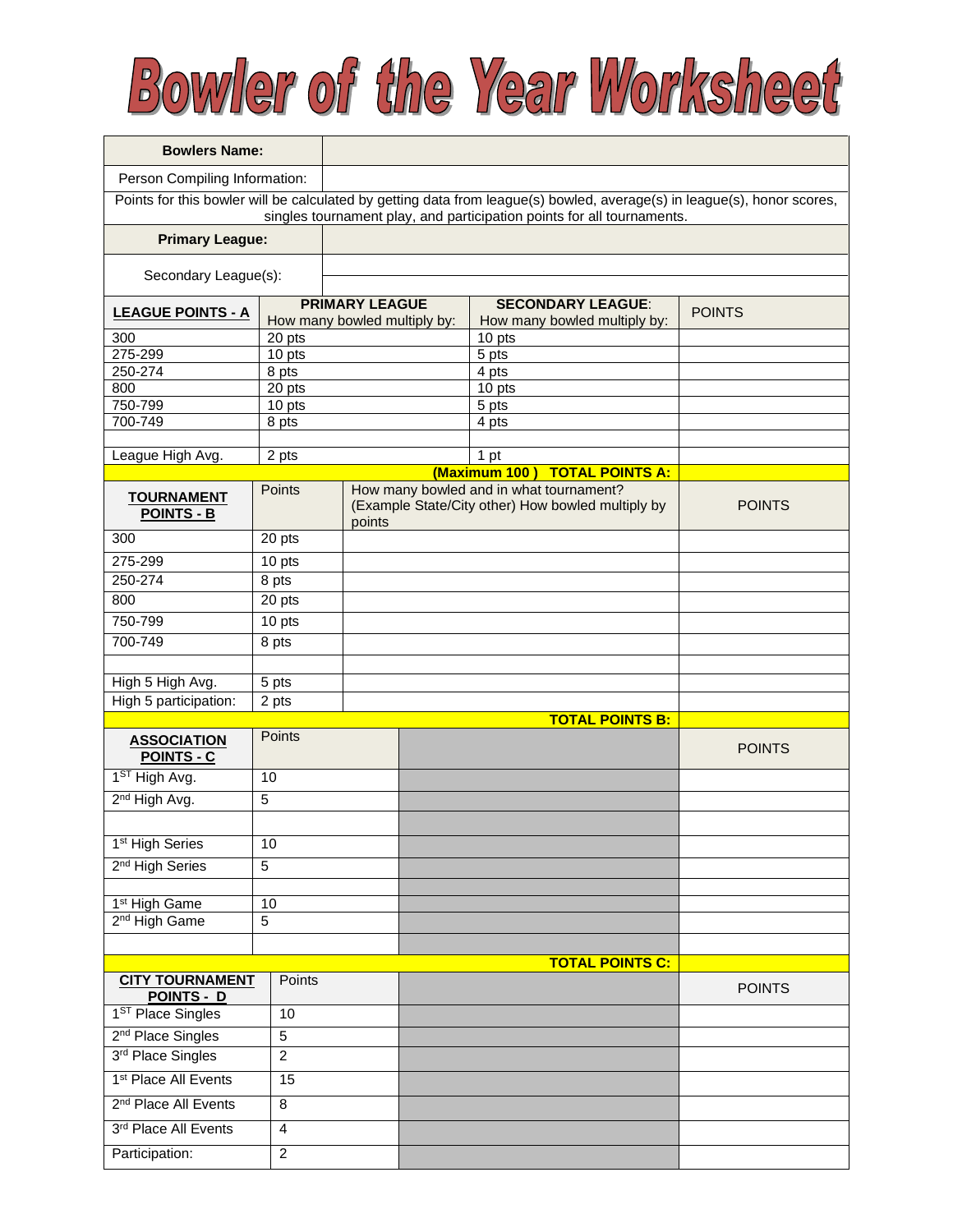# Bowler of the Year Worksheet

| Bowlers Name: | |
|---|---|
| Person Compiling Information: | |

Points for this bowler will be calculated by getting data from league(s) bowled, average(s) in league(s), honor scores, singles tournament play, and participation points for all tournaments.

| Primary League: | |
|---|---|
| Secondary League(s): | |
| | |

| LEAGUE POINTS - A | PRIMARY LEAGUE How many bowled multiply by: | SECONDARY LEAGUE: How many bowled multiply by: | POINTS |
|---|---|---|---|
| 300 | 20 pts | 10 pts | |
| 275-299 | 10 pts | 5 pts | |
| 250-274 | 8 pts | 4 pts | |
| 800 | 20 pts | 10 pts | |
| 750-799 | 10 pts | 5 pts | |
| 700-749 | 8 pts | 4 pts | |
| | | | |
| League High Avg. | 2 pts | 1 pt | |
| | | (Maximum 100) TOTAL POINTS A: | |

| TOURNAMENT POINTS - B | Points | How many bowled and in what tournament? (Example State/City other) How bowled multiply by points | POINTS |
|---|---|---|---|
| 300 | 20 pts | | |
| 275-299 | 10 pts | | |
| 250-274 | 8 pts | | |
| 800 | 20 pts | | |
| 750-799 | 10 pts | | |
| 700-749 | 8 pts | | |
| | | | |
| High 5 High Avg. | 5 pts | | |
| High 5 participation: | 2 pts | | |
| | | TOTAL POINTS B: | |

| ASSOCIATION POINTS - C | Points | | POINTS |
|---|---|---|---|
| 1st High Avg. | 10 | | |
| 2nd High Avg. | 5 | | |
| | | | |
| 1st High Series | 10 | | |
| 2nd High Series | 5 | | |
| | | | |
| 1st High Game | 10 | | |
| 2nd High Game | 5 | | |
| | | | |
| | | TOTAL POINTS C: | |

| CITY TOURNAMENT POINTS - D | Points | | POINTS |
|---|---|---|---|
| 1st Place Singles | 10 | | |
| 2nd Place Singles | 5 | | |
| 3rd Place Singles | 2 | | |
| 1st Place All Events | 15 | | |
| 2nd Place All Events | 8 | | |
| 3rd Place All Events | 4 | | |
| Participation: | 2 | | |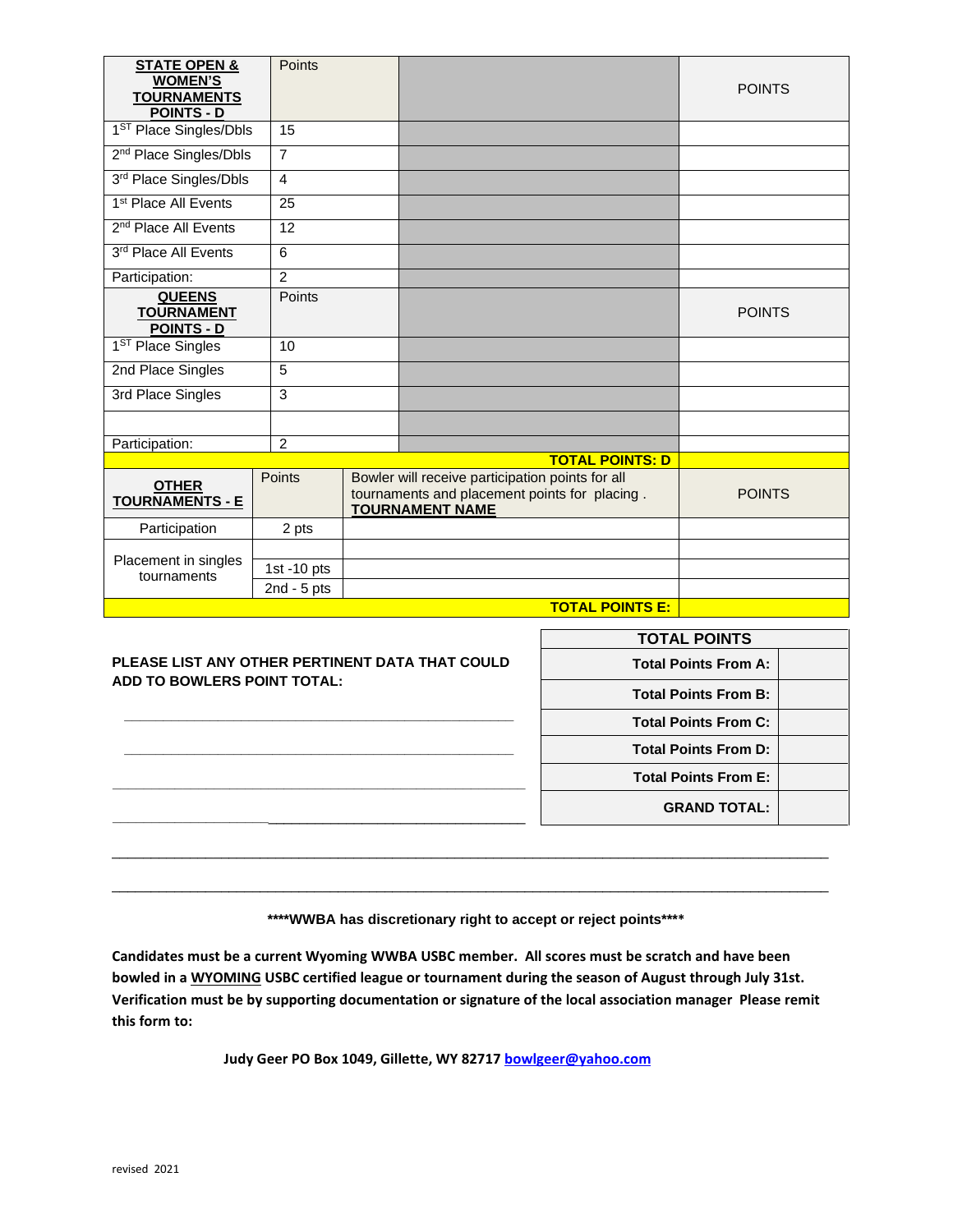| STATE OPEN & WOMEN'S TOURNAMENTS POINTS - D | Points | | POINTS |
|---|---|---|---|
| 1ST Place Singles/Dbls | 15 | | |
| 2nd Place Singles/Dbls | 7 | | |
| 3rd Place Singles/Dbls | 4 | | |
| 1st Place All Events | 25 | | |
| 2nd Place All Events | 12 | | |
| 3rd Place All Events | 6 | | |
| Participation: | 2 | | |
| **QUEENS TOURNAMENT POINTS - D** | Points | | POINTS |
| 1ST Place Singles | 10 | | |
| 2nd Place Singles | 5 | | |
| 3rd Place Singles | 3 | | |
| | | | |
| Participation: | 2 | | |
| | | **TOTAL POINTS: D** | |

| OTHER TOURNAMENTS - E | Points | Bowler will receive participation points for all tournaments and placement points for placing . **TOURNAMENT NAME** | POINTS |
|---|---|---|---|
| Participation | 2 pts | | |
| Placement in singles tournaments | | | |
| | 1st -10 pts | | |
| | 2nd - 5 pts | | |
| | | **TOTAL POINTS E:** | |

**PLEASE LIST ANY OTHER PERTINENT DATA THAT COULD ADD TO BOWLERS POINT TOTAL:**

\_\_\_\_\_\_\_\_\_\_\_\_\_\_\_\_\_\_\_\_\_\_\_\_\_\_\_\_\_\_\_\_\_\_\_\_\_\_\_\_\_\_\_\_

\_\_\_\_\_\_\_\_\_\_\_\_\_\_\_\_\_\_\_\_\_\_\_\_\_\_\_\_\_\_\_\_\_\_\_\_\_\_\_\_\_\_\_\_

\_\_\_\_\_\_\_\_\_\_\_\_\_\_\_\_\_\_\_\_\_\_\_\_\_\_\_\_\_\_\_\_\_\_\_\_\_\_\_\_\_\_\_\_

\_\_\_\_\_\_\_\_\_\_\_\_\_\_\_\_\_\_\_\_\_\_\_\_\_\_\_\_\_\_\_\_\_\_\_\_\_\_\_\_\_\_\_\_

| TOTAL POINTS | |
|---|---|
| **Total Points From A:** | |
| **Total Points From B:** | |
| **Total Points From C:** | |
| **Total Points From D:** | |
| **Total Points From E:** | |
| **GRAND TOTAL:** | |

\_\_\_\_\_\_\_\_\_\_\_\_\_\_\_\_\_\_\_\_\_\_\_\_\_\_\_\_\_\_\_\_\_\_\_\_\_\_\_\_\_\_\_\_\_\_\_\_\_\_\_\_\_\_\_\_\_\_\_\_\_\_\_\_\_\_\_\_\_\_\_\_\_\_\_\_\_\_\_\_\_\_\_\_\_\_\_\_\_

\_\_\_\_\_\_\_\_\_\_\_\_\_\_\_\_\_\_\_\_\_\_\_\_\_\_\_\_\_\_\_\_\_\_\_\_\_\_\_\_\_\_\_\_\_\_\_\_\_\_\_\_\_\_\_\_\_\_\_\_\_\_\_\_\_\_\_\_\_\_\_\_\_\_\_\_\_\_\_\_\_\_\_\_\_\_\_\_\_

**\*\*\*\*WWBA has discretionary right to accept or reject points\*\*\*\***

**Candidates must be a current Wyoming WWBA USBC member. All scores must be scratch and have been bowled in a WYOMING USBC certified league or tournament during the season of August through July 31st. Verification must be by supporting documentation or signature of the local association manager Please remit this form to:**

**Judy Geer PO Box 1049, Gillette, WY 82717 bowlgeer@yahoo.com**

revised 2021